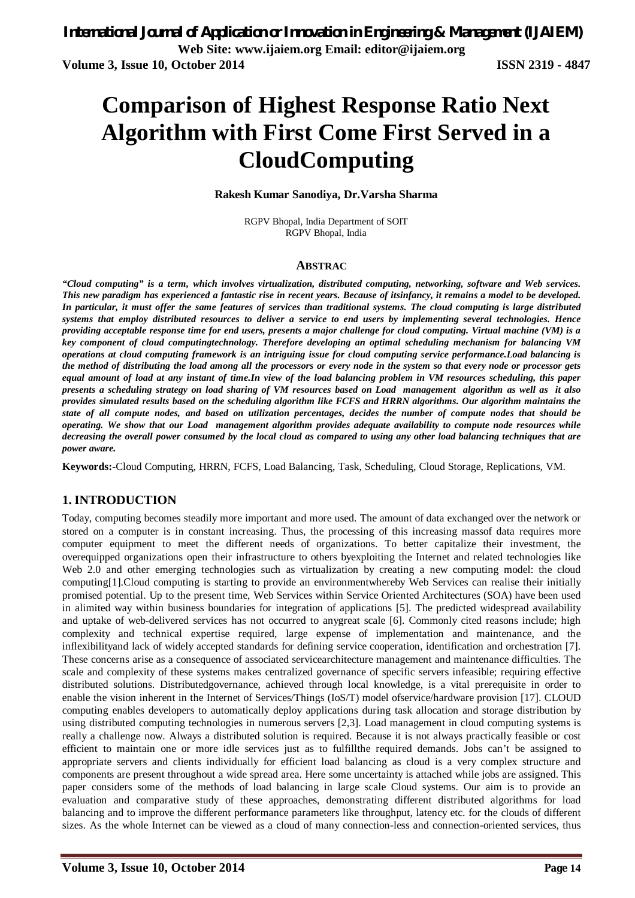# Comparison of Highest Response Ratio Next Algorithm with First Come First Served in a CloudComputing

**Rakesh Kumar Sanodiya, Dr.Varsha Sharma**

RGPV Bhopal, India Department of SOIT
RGPV Bhopal, India

## ABSTRAC

***"Cloud computing" is a term, which involves virtualization, distributed computing, networking, software and Web services. This new paradigm has experienced a fantastic rise in recent years. Because of itsinfancy, it remains a model to be developed. In particular, it must offer the same features of services than traditional systems. The cloud computing is large distributed systems that employ distributed resources to deliver a service to end users by implementing several technologies. Hence providing acceptable response time for end users, presents a major challenge for cloud computing. Virtual machine (VM) is a key component of cloud computingtechnology. Therefore developing an optimal scheduling mechanism for balancing VM operations at cloud computing framework is an intriguing issue for cloud computing service performance.Load balancing is the method of distributing the load among all the processors or every node in the system so that every node or processor gets equal amount of load at any instant of time.In view of the load balancing problem in VM resources scheduling, this paper presents a scheduling strategy on load sharing of VM resources based on Load management algorithm as well as it also provides simulated results based on the scheduling algorithm like FCFS and HRRN algorithms. Our algorithm maintains the state of all compute nodes, and based on utilization percentages, decides the number of compute nodes that should be operating. We show that our Load management algorithm provides adequate availability to compute node resources while decreasing the overall power consumed by the local cloud as compared to using any other load balancing techniques that are power aware.***

**Keywords:-**Cloud Computing, HRRN, FCFS, Load Balancing, Task, Scheduling, Cloud Storage, Replications, VM.

## 1. INTRODUCTION

Today, computing becomes steadily more important and more used. The amount of data exchanged over the network or stored on a computer is in constant increasing. Thus, the processing of this increasing massof data requires more computer equipment to meet the different needs of organizations. To better capitalize their investment, the overequipped organizations open their infrastructure to others byexploiting the Internet and related technologies like Web 2.0 and other emerging technologies such as virtualization by creating a new computing model: the cloud computing[1].Cloud computing is starting to provide an environmentwhereby Web Services can realise their initially promised potential. Up to the present time, Web Services within Service Oriented Architectures (SOA) have been used in alimited way within business boundaries for integration of applications [5]. The predicted widespread availability and uptake of web-delivered services has not occurred to anygreat scale [6]. Commonly cited reasons include; high complexity and technical expertise required, large expense of implementation and maintenance, and the inflexibilityand lack of widely accepted standards for defining service cooperation, identification and orchestration [7]. These concerns arise as a consequence of associated servicearchitecture management and maintenance difficulties. The scale and complexity of these systems makes centralized governance of specific servers infeasible; requiring effective distributed solutions. Distributedgovernance, achieved through local knowledge, is a vital prerequisite in order to enable the vision inherent in the Internet of Services/Things (IoS/T) model ofservice/hardware provision [17]. CLOUD computing enables developers to automatically deploy applications during task allocation and storage distribution by using distributed computing technologies in numerous servers [2,3]. Load management in cloud computing systems is really a challenge now. Always a distributed solution is required. Because it is not always practically feasible or cost efficient to maintain one or more idle services just as to fulfillthe required demands. Jobs can't be assigned to appropriate servers and clients individually for efficient load balancing as cloud is a very complex structure and components are present throughout a wide spread area. Here some uncertainty is attached while jobs are assigned. This paper considers some of the methods of load balancing in large scale Cloud systems. Our aim is to provide an evaluation and comparative study of these approaches, demonstrating different distributed algorithms for load balancing and to improve the different performance parameters like throughput, latency etc. for the clouds of different sizes. As the whole Internet can be viewed as a cloud of many connection-less and connection-oriented services, thus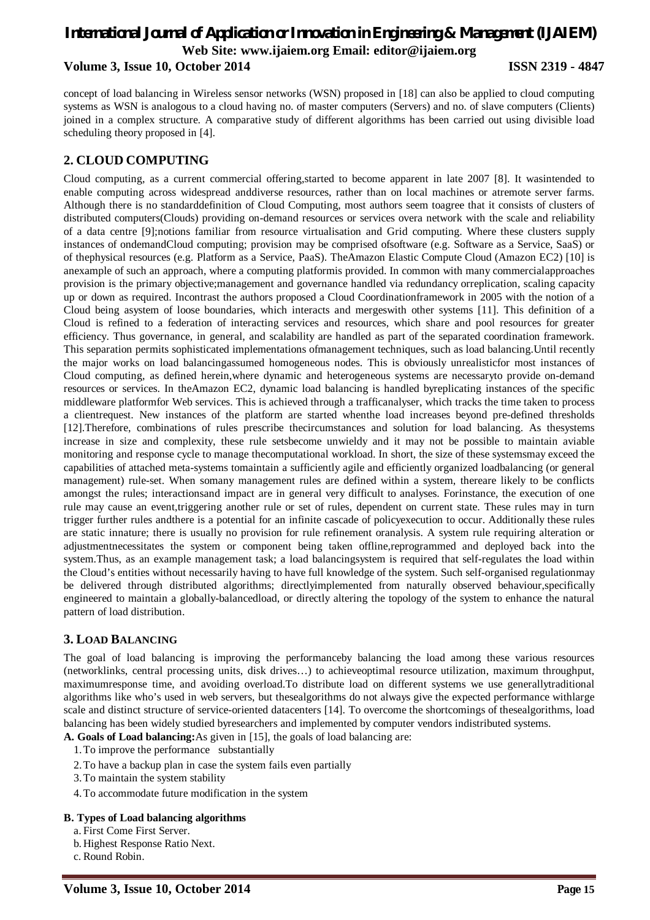concept of load balancing in Wireless sensor networks (WSN) proposed in [18] can also be applied to cloud computing systems as WSN is analogous to a cloud having no. of master computers (Servers) and no. of slave computers (Clients) joined in a complex structure. A comparative study of different algorithms has been carried out using divisible load scheduling theory proposed in [4].

## 2. CLOUD COMPUTING

Cloud computing, as a current commercial offering,started to become apparent in late 2007 [8]. It wasintended to enable computing across widespread anddiverse resources, rather than on local machines or atremote server farms. Although there is no standarddefinition of Cloud Computing, most authors seem toagree that it consists of clusters of distributed computers(Clouds) providing on-demand resources or services overa network with the scale and reliability of a data centre [9];notions familiar from resource virtualisation and Grid computing. Where these clusters supply instances of ondemandCloud computing; provision may be comprised ofsoftware (e.g. Software as a Service, SaaS) or of thephysical resources (e.g. Platform as a Service, PaaS). TheAmazon Elastic Compute Cloud (Amazon EC2) [10] is anexample of such an approach, where a computing platformis provided. In common with many commercialapproaches provision is the primary objective;management and governance handled via redundancy orreplication, scaling capacity up or down as required. Incontrast the authors proposed a Cloud Coordinationframework in 2005 with the notion of a Cloud being asystem of loose boundaries, which interacts and mergeswith other systems [11]. This definition of a Cloud is refined to a federation of interacting services and resources, which share and pool resources for greater efficiency. Thus governance, in general, and scalability are handled as part of the separated coordination framework. This separation permits sophisticated implementations ofmanagement techniques, such as load balancing.Until recently the major works on load balancingassumed homogeneous nodes. This is obviously unrealisticfor most instances of Cloud computing, as defined herein,where dynamic and heterogeneous systems are necessaryto provide on-demand resources or services. In theAmazon EC2, dynamic load balancing is handled byreplicating instances of the specific middleware platformfor Web services. This is achieved through a trafficanalyser, which tracks the time taken to process a clientrequest. New instances of the platform are started whenthe load increases beyond pre-defined thresholds [12].Therefore, combinations of rules prescribe thecircumstances and solution for load balancing. As thesystems increase in size and complexity, these rule setsbecome unwieldy and it may not be possible to maintain aviable monitoring and response cycle to manage thecomputational workload. In short, the size of these systemsmay exceed the capabilities of attached meta-systems tomaintain a sufficiently agile and efficiently organized loadbalancing (or general management) rule-set. When somany management rules are defined within a system, thereare likely to be conflicts amongst the rules; interactionsand impact are in general very difficult to analyses. Forinstance, the execution of one rule may cause an event,triggering another rule or set of rules, dependent on current state. These rules may in turn trigger further rules andthere is a potential for an infinite cascade of policyexecution to occur. Additionally these rules are static innature; there is usually no provision for rule refinement oranalysis. A system rule requiring alteration or adjustmentnecessitates the system or component being taken offline,reprogrammed and deployed back into the system.Thus, as an example management task; a load balancingsystem is required that self-regulates the load within the Cloud's entities without necessarily having to have full knowledge of the system. Such self-organised regulationmay be delivered through distributed algorithms; directlyimplemented from naturally observed behaviour,specifically engineered to maintain a globally-balancedload, or directly altering the topology of the system to enhance the natural pattern of load distribution.

## 3. LOAD BALANCING

The goal of load balancing is improving the performanceby balancing the load among these various resources (networklinks, central processing units, disk drives…) to achieveoptimal resource utilization, maximum throughput, maximumresponse time, and avoiding overload.To distribute load on different systems we use generallytraditional algorithms like who's used in web servers, but thesealgorithms do not always give the expected performance withlarge scale and distinct structure of service-oriented datacenters [14]. To overcome the shortcomings of thesealgorithms, load balancing has been widely studied byresearchers and implemented by computer vendors indistributed systems.

**A. Goals of Load balancing:** As given in [15], the goals of load balancing are:

1. To improve the performance substantially
2. To have a backup plan in case the system fails even partially
3. To maintain the system stability
4. To accommodate future modification in the system

**B. Types of Load balancing algorithms**

a. First Come First Server.
b. Highest Response Ratio Next.
c. Round Robin.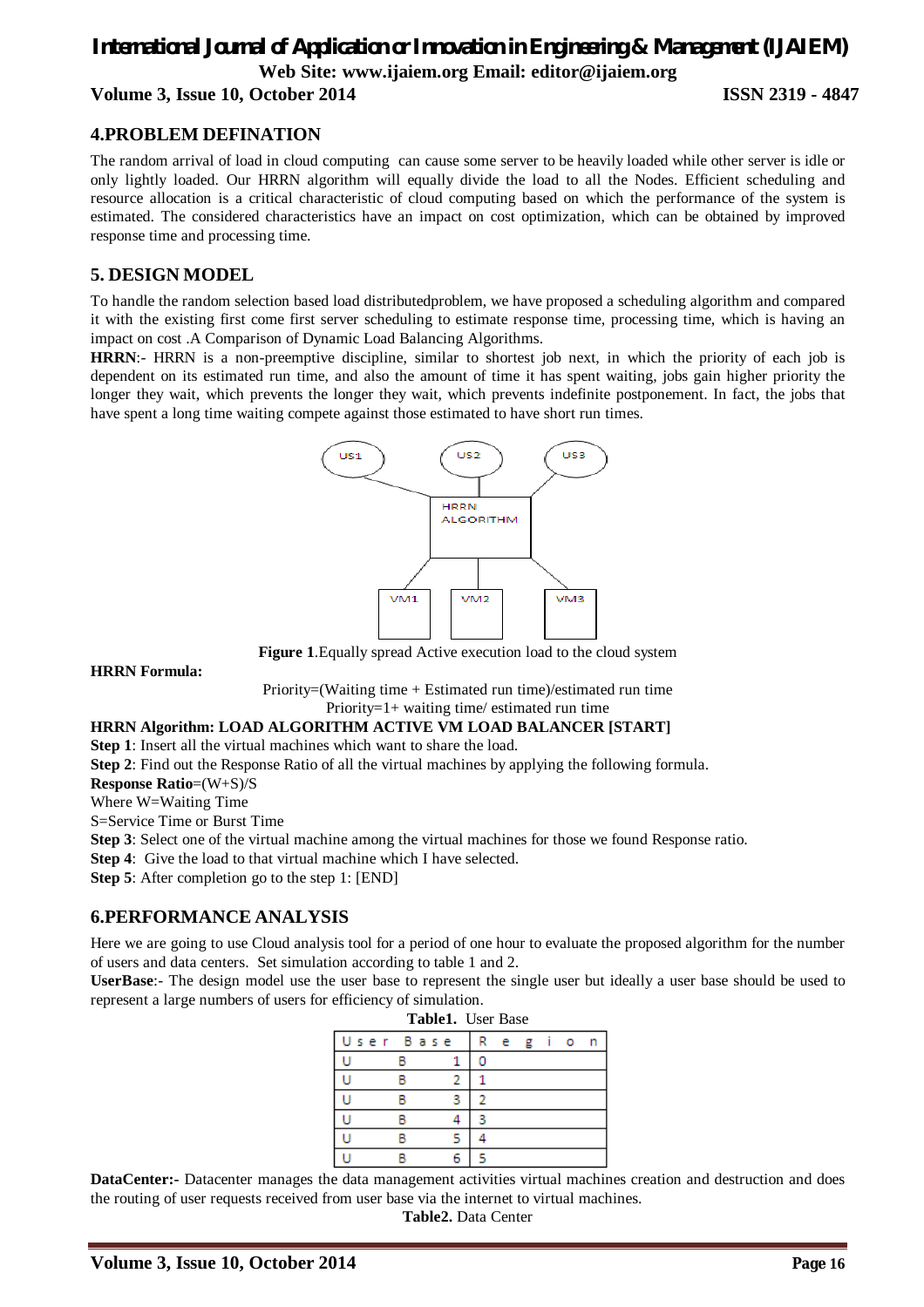## 4.PROBLEM DEFINATION

The random arrival of load in cloud computing can cause some server to be heavily loaded while other server is idle or only lightly loaded. Our HRRN algorithm will equally divide the load to all the Nodes. Efficient scheduling and resource allocation is a critical characteristic of cloud computing based on which the performance of the system is estimated. The considered characteristics have an impact on cost optimization, which can be obtained by improved response time and processing time.

## 5. DESIGN MODEL

To handle the random selection based load distributedproblem, we have proposed a scheduling algorithm and compared it with the existing first come first server scheduling to estimate response time, processing time, which is having an impact on cost .A Comparison of Dynamic Load Balancing Algorithms.

**HRRN**:- HRRN is a non-preemptive discipline, similar to shortest job next, in which the priority of each job is dependent on its estimated run time, and also the amount of time it has spent waiting, jobs gain higher priority the longer they wait, which prevents the longer they wait, which prevents indefinite postponement. In fact, the jobs that have spent a long time waiting compete against those estimated to have short run times.

**Figure 1**.Equally spread Active execution load to the cloud system

**HRRN Formula:**

Priority=(Waiting time + Estimated run time)/estimated run time

Priority=1+ waiting time/ estimated run time

**HRRN Algorithm: LOAD ALGORITHM ACTIVE VM LOAD BALANCER [START]**

**Step 1**: Insert all the virtual machines which want to share the load.

**Step 2**: Find out the Response Ratio of all the virtual machines by applying the following formula.

**Response Ratio**=(W+S)/S

Where W=Waiting Time

S=Service Time or Burst Time

**Step 3**: Select one of the virtual machine among the virtual machines for those we found Response ratio.

**Step 4**: Give the load to that virtual machine which I have selected.

**Step 5**: After completion go to the step 1: [END]

## 6.PERFORMANCE ANALYSIS

Here we are going to use Cloud analysis tool for a period of one hour to evaluate the proposed algorithm for the number of users and data centers. Set simulation according to table 1 and 2.

**UserBase**:- The design model use the user base to represent the single user but ideally a user base should be used to represent a large numbers of users for efficiency of simulation.

**Table1.** User Base

| User Base | Region |
|---|---|
| UB1 | 0 |
| UB2 | 1 |
| UB3 | 2 |
| UB4 | 3 |
| UB5 | 4 |
| UB6 | 5 |

**DataCenter:-** Datacenter manages the data management activities virtual machines creation and destruction and does the routing of user requests received from user base via the internet to virtual machines.

**Table2.** Data Center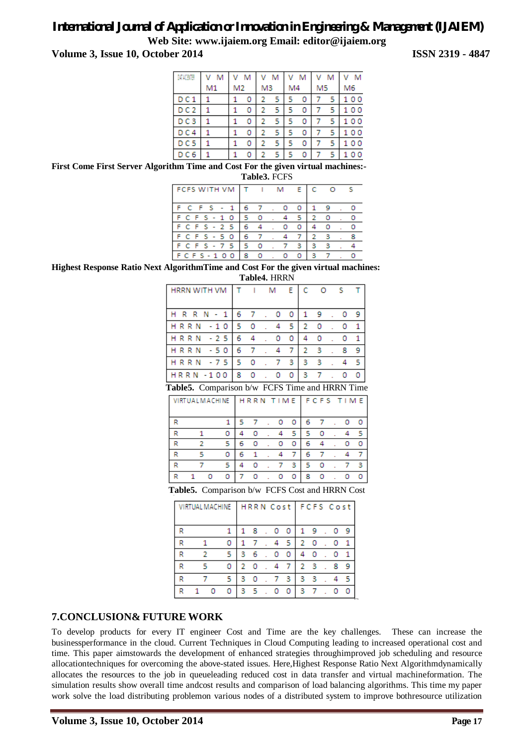| DATACENTER | V M M1 | V M M2 | V M M3 | V M M4 | V M M5 | V M M6 |
|---|---|---|---|---|---|---|
| D C 1 | 1 | 1 0 | 2 5 | 5 0 | 7 5 | 1 0 0 |
| D C 2 | 1 | 1 0 | 2 5 | 5 0 | 7 5 | 1 0 0 |
| D C 3 | 1 | 1 0 | 2 5 | 5 0 | 7 5 | 1 0 0 |
| D C 4 | 1 | 1 0 | 2 5 | 5 0 | 7 5 | 1 0 0 |
| D C 5 | 1 | 1 0 | 2 5 | 5 0 | 7 5 | 1 0 0 |
| D C 6 | 1 | 1 0 | 2 5 | 5 0 | 7 5 | 1 0 0 |

**First Come First Server Algorithm Time and Cost For the given virtual machines:-**

**Table3.** FCFS

| FCFS WITH VM | TIME | COST |
|---|---|---|
| F C F S - 1 | 67.00 | 19.0 |
| F C F S - 1 0 | 50.45 | 20.0 |
| F C F S - 2 5 | 64.00 | 40.0 |
| F C F S - 5 0 | 67.47 | 23.8 |
| F C F S - 7 5 | 50.73 | 33.4 |
| F C F S - 1 0 0 | 80.00 | 37.0 |

**Highest Response Ratio Next AlgorithmTime and Cost For the given virtual machines:**

**Table4.** HRRN

| HRRN WITH VM | TIME | COST |
|---|---|---|
| H R R N - 1 | 67.00 | 19.09 |
| H R R N - 1 0 | 50.45 | 20.01 |
| H R R N - 2 5 | 64.00 | 40.01 |
| H R R N - 5 0 | 67.47 | 23.89 |
| H R R N - 7 5 | 50.73 | 33.45 |
| H R R N - 1 0 0 | 80.00 | 37.00 |

**Table5.** Comparison b/w FCFS Time and HRRN Time

| VIRTUAL MACHINE | HRRN TIME | FCFS TIME |
|---|---|---|
| R 1 | 57.00 | 67.00 |
| R 10 | 40.45 | 50.45 |
| R 25 | 60.00 | 64.00 |
| R 50 | 61.47 | 67.47 |
| R 75 | 40.73 | 50.73 |
| R 100 | 70.00 | 80.00 |

**Table5.** Comparison b/w FCFS Cost and HRRN Cost

| VIRTUAL MACHINE | HRRN Cost | FCFS Cost |
|---|---|---|
| R 1 | 18.00 | 19.09 |
| R 10 | 17.45 | 20.01 |
| R 25 | 36.00 | 40.01 |
| R 50 | 20.47 | 23.89 |
| R 75 | 30.73 | 33.45 |
| R 100 | 35.00 | 37.00 |

## 7.CONCLUSION& FUTURE WORK

To develop products for every IT engineer Cost and Time are the key challenges. These can increase the businessperformance in the cloud. Current Techniques in Cloud Computing leading to increased operational cost and time. This paper aimstowards the development of enhanced strategies throughimproved job scheduling and resource allocationtechniques for overcoming the above-stated issues. Here,Highest Response Ratio Next Algorithmdynamically allocates the resources to the job in queueleading reduced cost in data transfer and virtual machineformation. The simulation results show overall time andcost results and comparison of load balancing algorithms. This time my paper work solve the load distributing problemon various nodes of a distributed system to improve bothresource utilization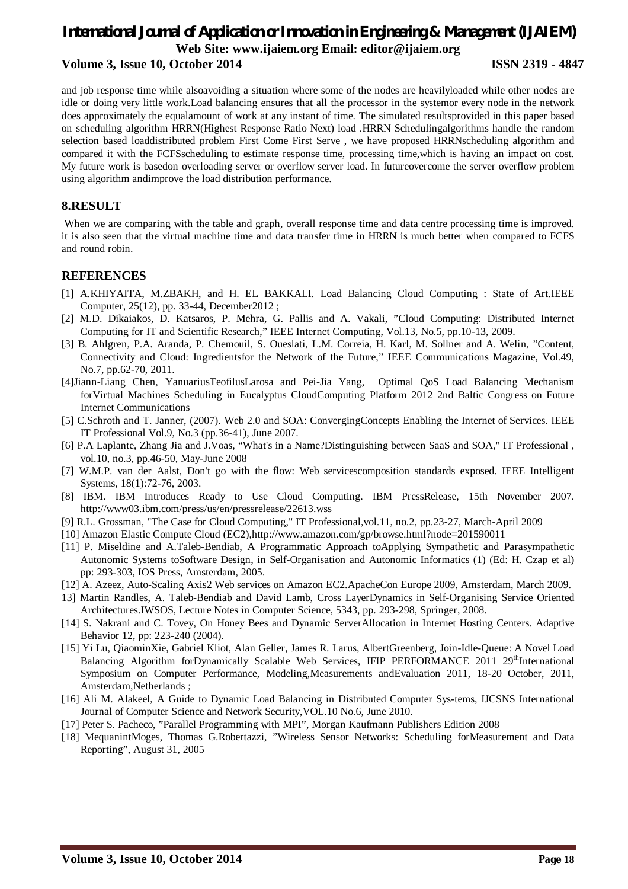and job response time while alsoavoiding a situation where some of the nodes are heavilyloaded while other nodes are idle or doing very little work.Load balancing ensures that all the processor in the systemor every node in the network does approximately the equalamount of work at any instant of time. The simulated resultsprovided in this paper based on scheduling algorithm HRRN(Highest Response Ratio Next) load .HRRN Schedulingalgorithms handle the random selection based loaddistributed problem First Come First Serve , we have proposed HRRNscheduling algorithm and compared it with the FCFSscheduling to estimate response time, processing time,which is having an impact on cost. My future work is basedon overloading server or overflow server load. In futureovercome the server overflow problem using algorithm andimprove the load distribution performance.

## 8.RESULT

When we are comparing with the table and graph, overall response time and data centre processing time is improved. it is also seen that the virtual machine time and data transfer time in HRRN is much better when compared to FCFS and round robin.

## REFERENCES

[1] A.KHIYAITA, M.ZBAKH, and H. EL BAKKALI. Load Balancing Cloud Computing : State of Art.IEEE Computer, 25(12), pp. 33-44, December2012 ;

[2] M.D. Dikaiakos, D. Katsaros, P. Mehra, G. Pallis and A. Vakali, "Cloud Computing: Distributed Internet Computing for IT and Scientific Research," IEEE Internet Computing, Vol.13, No.5, pp.10-13, 2009.

[3] B. Ahlgren, P.A. Aranda, P. Chemouil, S. Oueslati, L.M. Correia, H. Karl, M. Sollner and A. Welin, "Content, Connectivity and Cloud: Ingredientsfor the Network of the Future," IEEE Communications Magazine, Vol.49, No.7, pp.62-70, 2011.

[4]Jiann-Liang Chen, YanuariusTeofilusLarosa and Pei-Jia Yang, Optimal QoS Load Balancing Mechanism forVirtual Machines Scheduling in Eucalyptus CloudComputing Platform 2012 2nd Baltic Congress on Future Internet Communications

[5] C.Schroth and T. Janner, (2007). Web 2.0 and SOA: ConvergingConcepts Enabling the Internet of Services. IEEE IT Professional Vol.9, No.3 (pp.36-41), June 2007.

[6] P.A Laplante, Zhang Jia and J.Voas, "What's in a Name?Distinguishing between SaaS and SOA," IT Professional , vol.10, no.3, pp.46-50, May-June 2008

[7] W.M.P. van der Aalst, Don't go with the flow: Web servicescomposition standards exposed. IEEE Intelligent Systems, 18(1):72-76, 2003.

[8] IBM. IBM Introduces Ready to Use Cloud Computing. IBM PressRelease, 15th November 2007. http://www03.ibm.com/press/us/en/pressrelease/22613.wss

[9] R.L. Grossman, "The Case for Cloud Computing," IT Professional,vol.11, no.2, pp.23-27, March-April 2009

[10] Amazon Elastic Compute Cloud (EC2),http://www.amazon.com/gp/browse.html?node=201590011

[11] P. Miseldine and A.Taleb-Bendiab, A Programmatic Approach toApplying Sympathetic and Parasympathetic Autonomic Systems toSoftware Design, in Self-Organisation and Autonomic Informatics (1) (Ed: H. Czap et al) pp: 293-303, IOS Press, Amsterdam, 2005.

[12] A. Azeez, Auto-Scaling Axis2 Web services on Amazon EC2.ApacheCon Europe 2009, Amsterdam, March 2009.

13] Martin Randles, A. Taleb-Bendiab and David Lamb, Cross LayerDynamics in Self-Organising Service Oriented Architectures.IWSOS, Lecture Notes in Computer Science, 5343, pp. 293-298, Springer, 2008.

[14] S. Nakrani and C. Tovey, On Honey Bees and Dynamic ServerAllocation in Internet Hosting Centers. Adaptive Behavior 12, pp: 223-240 (2004).

[15] Yi Lu, QiaominXie, Gabriel Kliot, Alan Geller, James R. Larus, AlbertGreenberg, Join-Idle-Queue: A Novel Load Balancing Algorithm forDynamically Scalable Web Services, IFIP PERFORMANCE 2011 29thInternational Symposium on Computer Performance, Modeling,Measurements andEvaluation 2011, 18-20 October, 2011, Amsterdam,Netherlands ;

[16] Ali M. Alakeel, A Guide to Dynamic Load Balancing in Distributed Computer Sys-tems, IJCSNS International Journal of Computer Science and Network Security,VOL.10 No.6, June 2010.

[17] Peter S. Pacheco, "Parallel Programming with MPI", Morgan Kaufmann Publishers Edition 2008

[18] MequanintMoges, Thomas G.Robertazzi, "Wireless Sensor Networks: Scheduling forMeasurement and Data Reporting", August 31, 2005